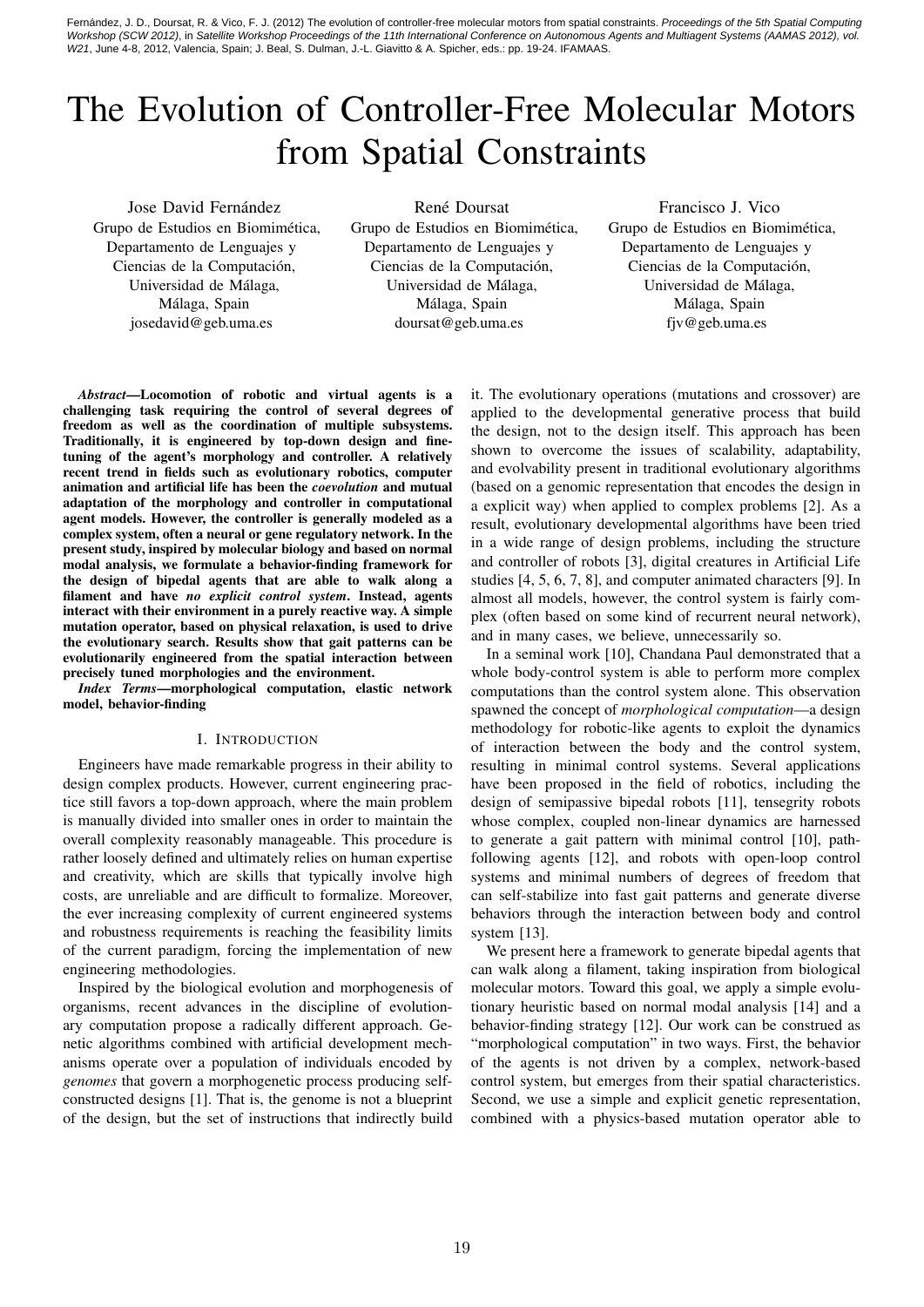Fernández, J. D., Doursat, R. & Vico, F. J. (2012) The evolution of controller-free molecular motors from spatial constraints. *Proceedings of the 5th Spatial Computing Workshop (SCW 2012)*, in *Satellite Workshop Proceedings of the 11th International Conference on Autonomous Agents and Multiagent Systems (AAMAS 2012), vol. W21*, June 4-8, 2012, Valencia, Spain; J. Beal, S. Dulman, J.-L. Giavitto & A. Spicher, eds.: pp. 19-24. IFAMAAS.

# The Evolution of Controller-Free Molecular Motors from Spatial Constraints

Jose David Fernández
Grupo de Estudios en Biomimética,
Departamento de Lenguajes y Ciencias de la Computación,
Universidad de Málaga,
Málaga, Spain
josedavid@geb.uma.es

René Doursat
Grupo de Estudios en Biomimética,
Departamento de Lenguajes y Ciencias de la Computación,
Universidad de Málaga,
Málaga, Spain
doursat@geb.uma.es

Francisco J. Vico
Grupo de Estudios en Biomimética,
Departamento de Lenguajes y Ciencias de la Computación,
Universidad de Málaga,
Málaga, Spain
fjv@geb.uma.es

***Abstract*—Locomotion of robotic and virtual agents is a challenging task requiring the control of several degrees of freedom as well as the coordination of multiple subsystems. Traditionally, it is engineered by top-down design and fine-tuning of the agent's morphology and controller. A relatively recent trend in fields such as evolutionary robotics, computer animation and artificial life has been the *coevolution* and mutual adaptation of the morphology and controller in computational agent models. However, the controller is generally modeled as a complex system, often a neural or gene regulatory network. In the present study, inspired by molecular biology and based on normal modal analysis, we formulate a behavior-finding framework for the design of bipedal agents that are able to walk along a filament and have *no explicit control system*. Instead, agents interact with their environment in a purely reactive way. A simple mutation operator, based on physical relaxation, is used to drive the evolutionary search. Results show that gait patterns can be evolutionarily engineered from the spatial interaction between precisely tuned morphologies and the environment.**

***Index Terms*—morphological computation, elastic network model, behavior-finding**

## I. Introduction

Engineers have made remarkable progress in their ability to design complex products. However, current engineering practice still favors a top-down approach, where the main problem is manually divided into smaller ones in order to maintain the overall complexity reasonably manageable. This procedure is rather loosely defined and ultimately relies on human expertise and creativity, which are skills that typically involve high costs, are unreliable and are difficult to formalize. Moreover, the ever increasing complexity of current engineered systems and robustness requirements is reaching the feasibility limits of the current paradigm, forcing the implementation of new engineering methodologies.

Inspired by the biological evolution and morphogenesis of organisms, recent advances in the discipline of evolutionary computation propose a radically different approach. Genetic algorithms combined with artificial development mechanisms operate over a population of individuals encoded by *genomes* that govern a morphogenetic process producing self-constructed designs [1]. That is, the genome is not a blueprint of the design, but the set of instructions that indirectly build it. The evolutionary operations (mutations and crossover) are applied to the developmental generative process that build the design, not to the design itself. This approach has been shown to overcome the issues of scalability, adaptability, and evolvability present in traditional evolutionary algorithms (based on a genomic representation that encodes the design in a explicit way) when applied to complex problems [2]. As a result, evolutionary developmental algorithms have been tried in a wide range of design problems, including the structure and controller of robots [3], digital creatures in Artificial Life studies [4, 5, 6, 7, 8], and computer animated characters [9]. In almost all models, however, the control system is fairly complex (often based on some kind of recurrent neural network), and in many cases, we believe, unnecessarily so.

In a seminal work [10], Chandana Paul demonstrated that a whole body-control system is able to perform more complex computations than the control system alone. This observation spawned the concept of *morphological computation*—a design methodology for robotic-like agents to exploit the dynamics of interaction between the body and the control system, resulting in minimal control systems. Several applications have been proposed in the field of robotics, including the design of semipassive bipedal robots [11], tensegrity robots whose complex, coupled non-linear dynamics are harnessed to generate a gait pattern with minimal control [10], path-following agents [12], and robots with open-loop control systems and minimal numbers of degrees of freedom that can self-stabilize into fast gait patterns and generate diverse behaviors through the interaction between body and control system [13].

We present here a framework to generate bipedal agents that can walk along a filament, taking inspiration from biological molecular motors. Toward this goal, we apply a simple evolutionary heuristic based on normal modal analysis [14] and a behavior-finding strategy [12]. Our work can be construed as "morphological computation" in two ways. First, the behavior of the agents is not driven by a complex, network-based control system, but emerges from their spatial characteristics. Second, we use a simple and explicit genetic representation, combined with a physics-based mutation operator able to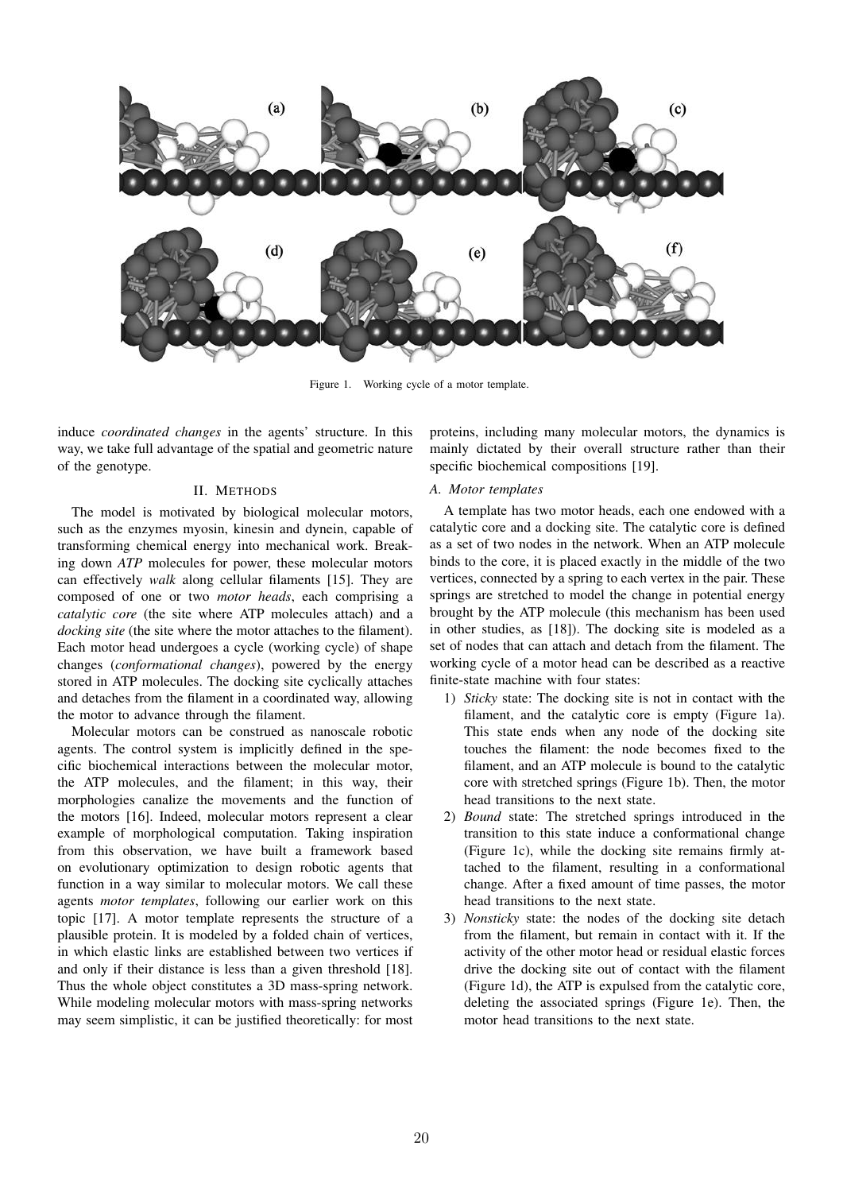Figure 1. Working cycle of a motor template.

induce *coordinated changes* in the agents' structure. In this way, we take full advantage of the spatial and geometric nature of the genotype.

## II. METHODS

The model is motivated by biological molecular motors, such as the enzymes myosin, kinesin and dynein, capable of transforming chemical energy into mechanical work. Breaking down *ATP* molecules for power, these molecular motors can effectively *walk* along cellular filaments [15]. They are composed of one or two *motor heads*, each comprising a *catalytic core* (the site where ATP molecules attach) and a *docking site* (the site where the motor attaches to the filament). Each motor head undergoes a cycle (working cycle) of shape changes (*conformational changes*), powered by the energy stored in ATP molecules. The docking site cyclically attaches and detaches from the filament in a coordinated way, allowing the motor to advance through the filament.

Molecular motors can be construed as nanoscale robotic agents. The control system is implicitly defined in the specific biochemical interactions between the molecular motor, the ATP molecules, and the filament; in this way, their morphologies canalize the movements and the function of the motors [16]. Indeed, molecular motors represent a clear example of morphological computation. Taking inspiration from this observation, we have built a framework based on evolutionary optimization to design robotic agents that function in a way similar to molecular motors. We call these agents *motor templates*, following our earlier work on this topic [17]. A motor template represents the structure of a plausible protein. It is modeled by a folded chain of vertices, in which elastic links are established between two vertices if and only if their distance is less than a given threshold [18]. Thus the whole object constitutes a 3D mass-spring network. While modeling molecular motors with mass-spring networks may seem simplistic, it can be justified theoretically: for most proteins, including many molecular motors, the dynamics is mainly dictated by their overall structure rather than their specific biochemical compositions [19].

### A. Motor templates

A template has two motor heads, each one endowed with a catalytic core and a docking site. The catalytic core is defined as a set of two nodes in the network. When an ATP molecule binds to the core, it is placed exactly in the middle of the two vertices, connected by a spring to each vertex in the pair. These springs are stretched to model the change in potential energy brought by the ATP molecule (this mechanism has been used in other studies, as [18]). The docking site is modeled as a set of nodes that can attach and detach from the filament. The working cycle of a motor head can be described as a reactive finite-state machine with four states:

1) *Sticky* state: The docking site is not in contact with the filament, and the catalytic core is empty (Figure 1a). This state ends when any node of the docking site touches the filament: the node becomes fixed to the filament, and an ATP molecule is bound to the catalytic core with stretched springs (Figure 1b). Then, the motor head transitions to the next state.
2) *Bound* state: The stretched springs introduced in the transition to this state induce a conformational change (Figure 1c), while the docking site remains firmly attached to the filament, resulting in a conformational change. After a fixed amount of time passes, the motor head transitions to the next state.
3) *Nonsticky* state: the nodes of the docking site detach from the filament, but remain in contact with it. If the activity of the other motor head or residual elastic forces drive the docking site out of contact with the filament (Figure 1d), the ATP is expulsed from the catalytic core, deleting the associated springs (Figure 1e). Then, the motor head transitions to the next state.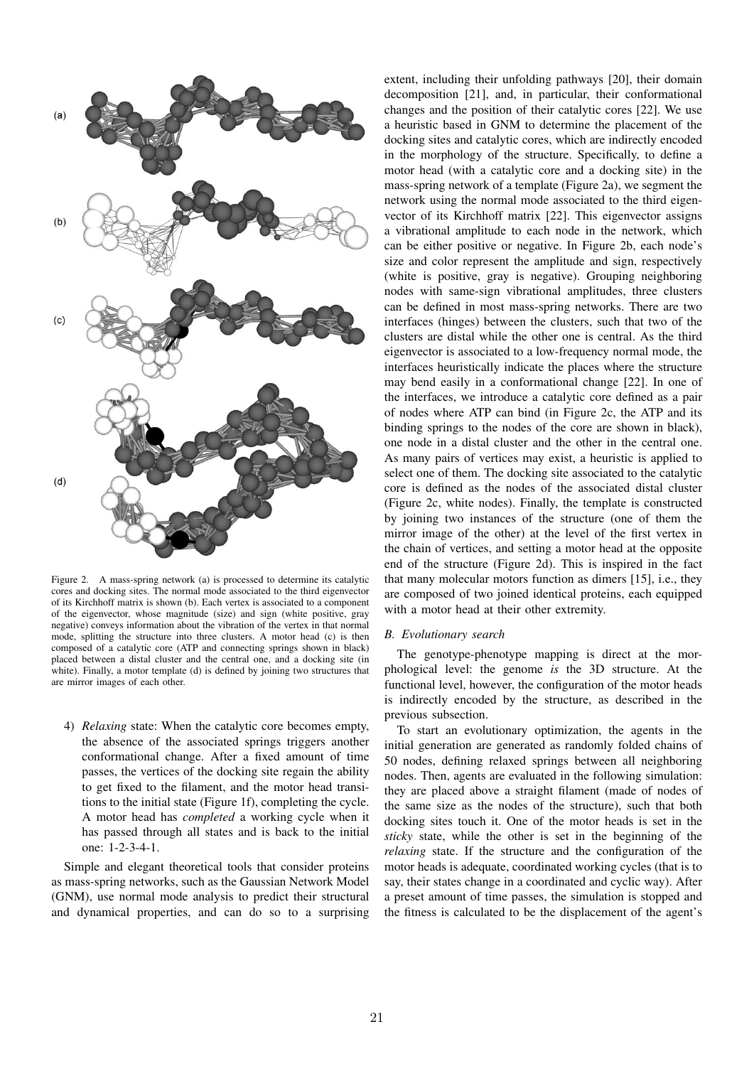Figure 2. A mass-spring network (a) is processed to determine its catalytic cores and docking sites. The normal mode associated to the third eigenvector of its Kirchhoff matrix is shown (b). Each vertex is associated to a component of the eigenvector, whose magnitude (size) and sign (white positive, gray negative) conveys information about the vibration of the vertex in that normal mode, splitting the structure into three clusters. A motor head (c) is then composed of a catalytic core (ATP and connecting springs shown in black) placed between a distal cluster and the central one, and a docking site (in white). Finally, a motor template (d) is defined by joining two structures that are mirror images of each other.

4) *Relaxing* state: When the catalytic core becomes empty, the absence of the associated springs triggers another conformational change. After a fixed amount of time passes, the vertices of the docking site regain the ability to get fixed to the filament, and the motor head transitions to the initial state (Figure 1f), completing the cycle. A motor head has *completed* a working cycle when it has passed through all states and is back to the initial one: 1-2-3-4-1.

Simple and elegant theoretical tools that consider proteins as mass-spring networks, such as the Gaussian Network Model (GNM), use normal mode analysis to predict their structural and dynamical properties, and can do so to a surprising extent, including their unfolding pathways [20], their domain decomposition [21], and, in particular, their conformational changes and the position of their catalytic cores [22]. We use a heuristic based in GNM to determine the placement of the docking sites and catalytic cores, which are indirectly encoded in the morphology of the structure. Specifically, to define a motor head (with a catalytic core and a docking site) in the mass-spring network of a template (Figure 2a), we segment the network using the normal mode associated to the third eigenvector of its Kirchhoff matrix [22]. This eigenvector assigns a vibrational amplitude to each node in the network, which can be either positive or negative. In Figure 2b, each node's size and color represent the amplitude and sign, respectively (white is positive, gray is negative). Grouping neighboring nodes with same-sign vibrational amplitudes, three clusters can be defined in most mass-spring networks. There are two interfaces (hinges) between the clusters, such that two of the clusters are distal while the other one is central. As the third eigenvector is associated to a low-frequency normal mode, the interfaces heuristically indicate the places where the structure may bend easily in a conformational change [22]. In one of the interfaces, we introduce a catalytic core defined as a pair of nodes where ATP can bind (in Figure 2c, the ATP and its binding springs to the nodes of the core are shown in black), one node in a distal cluster and the other in the central one. As many pairs of vertices may exist, a heuristic is applied to select one of them. The docking site associated to the catalytic core is defined as the nodes of the associated distal cluster (Figure 2c, white nodes). Finally, the template is constructed by joining two instances of the structure (one of them the mirror image of the other) at the level of the first vertex in the chain of vertices, and setting a motor head at the opposite end of the structure (Figure 2d). This is inspired in the fact that many molecular motors function as dimers [15], i.e., they are composed of two joined identical proteins, each equipped with a motor head at their other extremity.

### B. Evolutionary search

The genotype-phenotype mapping is direct at the morphological level: the genome *is* the 3D structure. At the functional level, however, the configuration of the motor heads is indirectly encoded by the structure, as described in the previous subsection.

To start an evolutionary optimization, the agents in the initial generation are generated as randomly folded chains of 50 nodes, defining relaxed springs between all neighboring nodes. Then, agents are evaluated in the following simulation: they are placed above a straight filament (made of nodes of the same size as the nodes of the structure), such that both docking sites touch it. One of the motor heads is set in the *sticky* state, while the other is set in the beginning of the *relaxing* state. If the structure and the configuration of the motor heads is adequate, coordinated working cycles (that is to say, their states change in a coordinated and cyclic way). After a preset amount of time passes, the simulation is stopped and the fitness is calculated to be the displacement of the agent's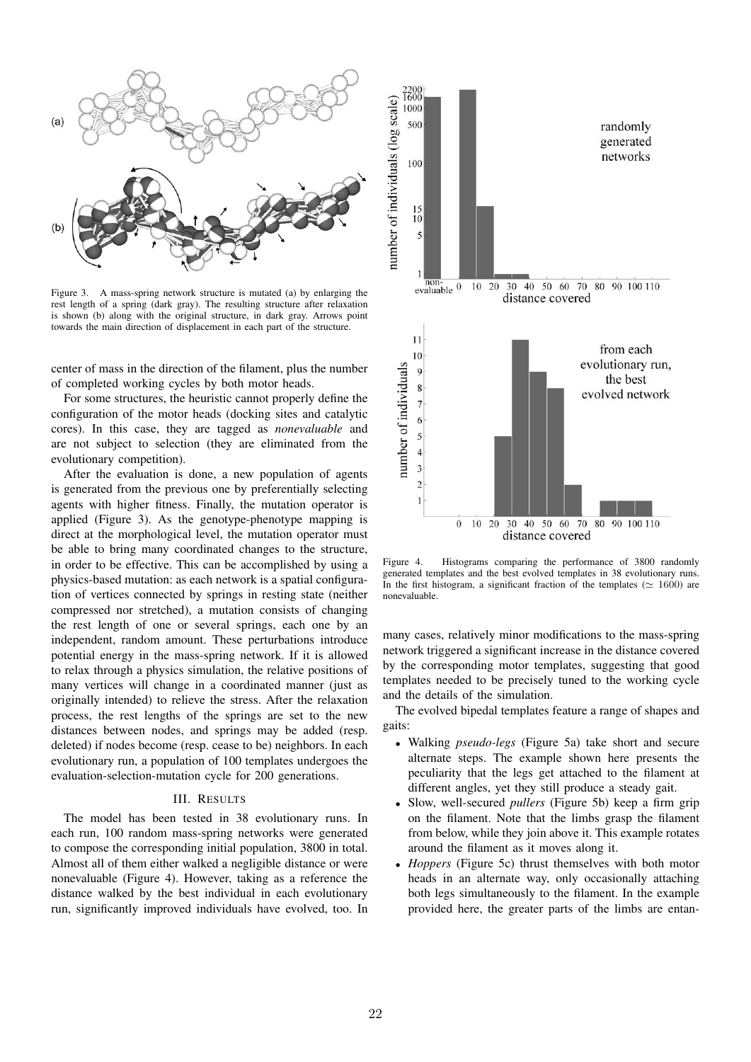Figure 3. A mass-spring network structure is mutated (a) by enlarging the rest length of a spring (dark gray). The resulting structure after relaxation is shown (b) along with the original structure, in dark gray. Arrows point towards the main direction of displacement in each part of the structure.

center of mass in the direction of the filament, plus the number of completed working cycles by both motor heads.

For some structures, the heuristic cannot properly define the configuration of the motor heads (docking sites and catalytic cores). In this case, they are tagged as *nonevaluable* and are not subject to selection (they are eliminated from the evolutionary competition).

After the evaluation is done, a new population of agents is generated from the previous one by preferentially selecting agents with higher fitness. Finally, the mutation operator is applied (Figure 3). As the genotype-phenotype mapping is direct at the morphological level, the mutation operator must be able to bring many coordinated changes to the structure, in order to be effective. This can be accomplished by using a physics-based mutation: as each network is a spatial configuration of vertices connected by springs in resting state (neither compressed nor stretched), a mutation consists of changing the rest length of one or several springs, each one by an independent, random amount. These perturbations introduce potential energy in the mass-spring network. If it is allowed to relax through a physics simulation, the relative positions of many vertices will change in a coordinated manner (just as originally intended) to relieve the stress. After the relaxation process, the rest lengths of the springs are set to the new distances between nodes, and springs may be added (resp. deleted) if nodes become (resp. cease to be) neighbors. In each evolutionary run, a population of 100 templates undergoes the evaluation-selection-mutation cycle for 200 generations.

## III. Results

The model has been tested in 38 evolutionary runs. In each run, 100 random mass-spring networks were generated to compose the corresponding initial population, 3800 in total. Almost all of them either walked a negligible distance or were nonevaluable (Figure 4). However, taking as a reference the distance walked by the best individual in each evolutionary run, significantly improved individuals have evolved, too. In many cases, relatively minor modifications to the mass-spring network triggered a significant increase in the distance covered by the corresponding motor templates, suggesting that good templates needed to be precisely tuned to the working cycle and the details of the simulation.

Figure 4. Histograms comparing the performance of 3800 randomly generated templates and the best evolved templates in 38 evolutionary runs. In the first histogram, a significant fraction of the templates ($\simeq 1600$) are nonevaluable.

The evolved bipedal templates feature a range of shapes and gaits:

- Walking *pseudo-legs* (Figure 5a) take short and secure alternate steps. The example shown here presents the peculiarity that the legs get attached to the filament at different angles, yet they still produce a steady gait.
- Slow, well-secured *pullers* (Figure 5b) keep a firm grip on the filament. Note that the limbs grasp the filament from below, while they join above it. This example rotates around the filament as it moves along it.
- *Hoppers* (Figure 5c) thrust themselves with both motor heads in an alternate way, only occasionally attaching both legs simultaneously to the filament. In the example provided here, the greater parts of the limbs are entan-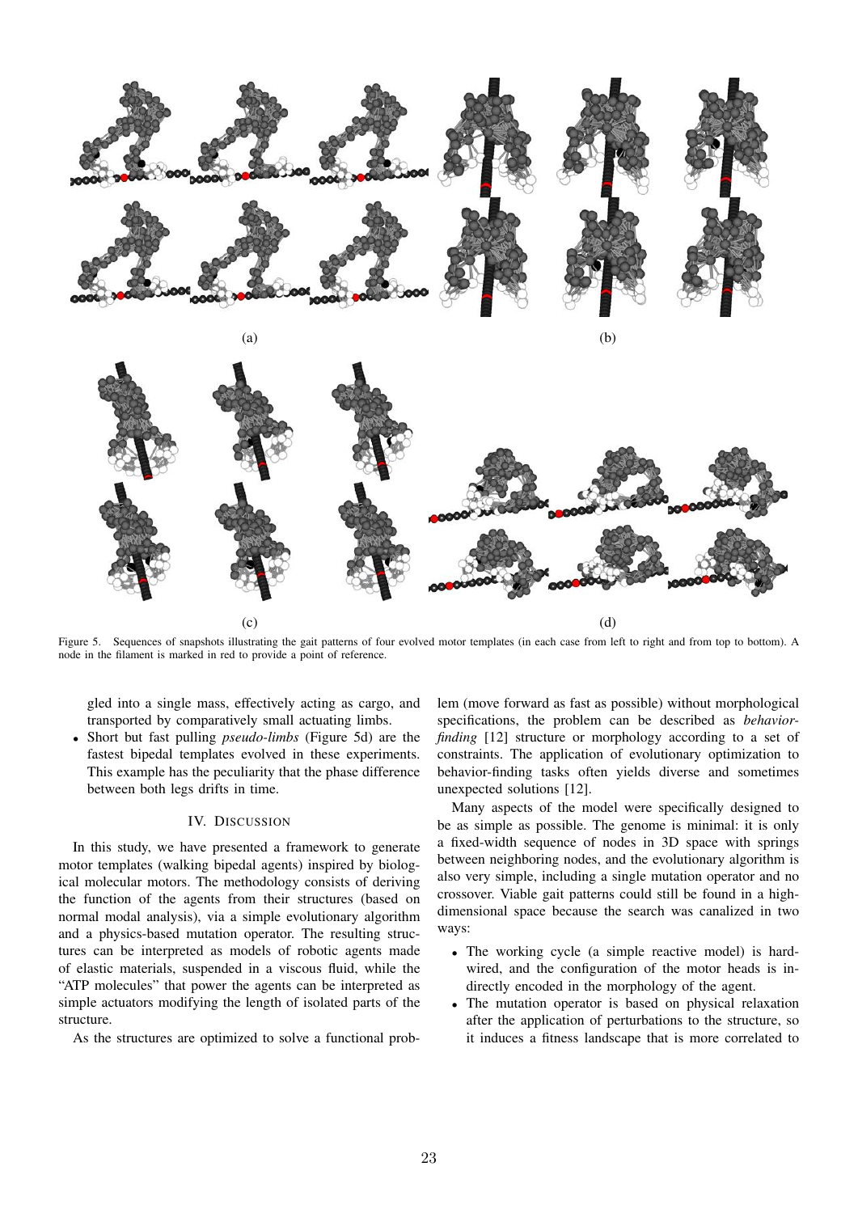Figure 5. Sequences of snapshots illustrating the gait patterns of four evolved motor templates (in each case from left to right and from top to bottom). A node in the filament is marked in red to provide a point of reference.

gled into a single mass, effectively acting as cargo, and transported by comparatively small actuating limbs.

- Short but fast pulling *pseudo-limbs* (Figure 5d) are the fastest bipedal templates evolved in these experiments. This example has the peculiarity that the phase difference between both legs drifts in time.

## IV. Discussion

In this study, we have presented a framework to generate motor templates (walking bipedal agents) inspired by biological molecular motors. The methodology consists of deriving the function of the agents from their structures (based on normal modal analysis), via a simple evolutionary algorithm and a physics-based mutation operator. The resulting structures can be interpreted as models of robotic agents made of elastic materials, suspended in a viscous fluid, while the "ATP molecules" that power the agents can be interpreted as simple actuators modifying the length of isolated parts of the structure.

As the structures are optimized to solve a functional problem (move forward as fast as possible) without morphological specifications, the problem can be described as *behavior-finding* [12] structure or morphology according to a set of constraints. The application of evolutionary optimization to behavior-finding tasks often yields diverse and sometimes unexpected solutions [12].

Many aspects of the model were specifically designed to be as simple as possible. The genome is minimal: it is only a fixed-width sequence of nodes in 3D space with springs between neighboring nodes, and the evolutionary algorithm is also very simple, including a single mutation operator and no crossover. Viable gait patterns could still be found in a high-dimensional space because the search was canalized in two ways:

- The working cycle (a simple reactive model) is hard-wired, and the configuration of the motor heads is indirectly encoded in the morphology of the agent.
- The mutation operator is based on physical relaxation after the application of perturbations to the structure, so it induces a fitness landscape that is more correlated to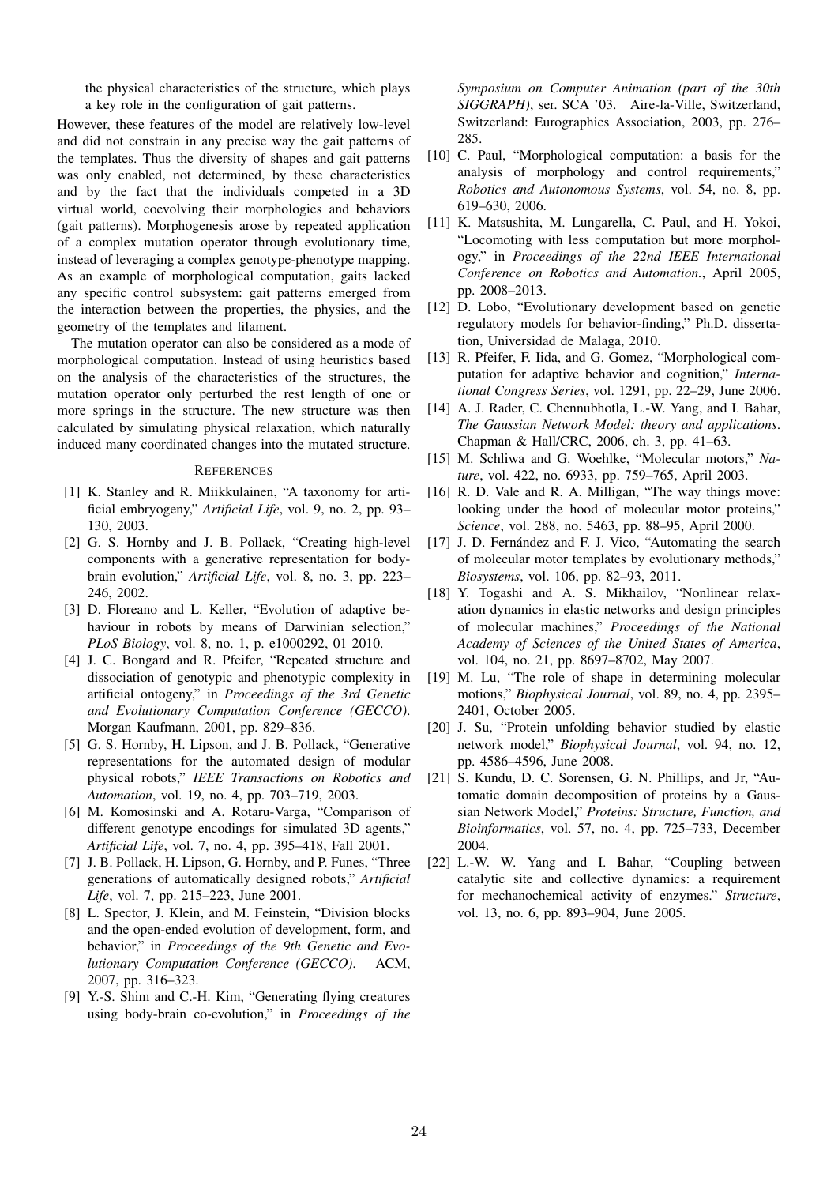the physical characteristics of the structure, which plays a key role in the configuration of gait patterns.

However, these features of the model are relatively low-level and did not constrain in any precise way the gait patterns of the templates. Thus the diversity of shapes and gait patterns was only enabled, not determined, by these characteristics and by the fact that the individuals competed in a 3D virtual world, coevolving their morphologies and behaviors (gait patterns). Morphogenesis arose by repeated application of a complex mutation operator through evolutionary time, instead of leveraging a complex genotype-phenotype mapping. As an example of morphological computation, gaits lacked any specific control subsystem: gait patterns emerged from the interaction between the properties, the physics, and the geometry of the templates and filament.

The mutation operator can also be considered as a mode of morphological computation. Instead of using heuristics based on the analysis of the characteristics of the structures, the mutation operator only perturbed the rest length of one or more springs in the structure. The new structure was then calculated by simulating physical relaxation, which naturally induced many coordinated changes into the mutated structure.

## References

[1] K. Stanley and R. Miikkulainen, "A taxonomy for artificial embryogeny," *Artificial Life*, vol. 9, no. 2, pp. 93–130, 2003.

[2] G. S. Hornby and J. B. Pollack, "Creating high-level components with a generative representation for body-brain evolution," *Artificial Life*, vol. 8, no. 3, pp. 223–246, 2002.

[3] D. Floreano and L. Keller, "Evolution of adaptive behaviour in robots by means of Darwinian selection," *PLoS Biology*, vol. 8, no. 1, p. e1000292, 01 2010.

[4] J. C. Bongard and R. Pfeifer, "Repeated structure and dissociation of genotypic and phenotypic complexity in artificial ontogeny," in *Proceedings of the 3rd Genetic and Evolutionary Computation Conference (GECCO)*. Morgan Kaufmann, 2001, pp. 829–836.

[5] G. S. Hornby, H. Lipson, and J. B. Pollack, "Generative representations for the automated design of modular physical robots," *IEEE Transactions on Robotics and Automation*, vol. 19, no. 4, pp. 703–719, 2003.

[6] M. Komosinski and A. Rotaru-Varga, "Comparison of different genotype encodings for simulated 3D agents," *Artificial Life*, vol. 7, no. 4, pp. 395–418, Fall 2001.

[7] J. B. Pollack, H. Lipson, G. Hornby, and P. Funes, "Three generations of automatically designed robots," *Artificial Life*, vol. 7, pp. 215–223, June 2001.

[8] L. Spector, J. Klein, and M. Feinstein, "Division blocks and the open-ended evolution of development, form, and behavior," in *Proceedings of the 9th Genetic and Evolutionary Computation Conference (GECCO)*. ACM, 2007, pp. 316–323.

[9] Y.-S. Shim and C.-H. Kim, "Generating flying creatures using body-brain co-evolution," in *Proceedings of the Symposium on Computer Animation (part of the 30th SIGGRAPH)*, ser. SCA '03. Aire-la-Ville, Switzerland, Switzerland: Eurographics Association, 2003, pp. 276–285.

[10] C. Paul, "Morphological computation: a basis for the analysis of morphology and control requirements," *Robotics and Autonomous Systems*, vol. 54, no. 8, pp. 619–630, 2006.

[11] K. Matsushita, M. Lungarella, C. Paul, and H. Yokoi, "Locomoting with less computation but more morphology," in *Proceedings of the 22nd IEEE International Conference on Robotics and Automation.*, April 2005, pp. 2008–2013.

[12] D. Lobo, "Evolutionary development based on genetic regulatory models for behavior-finding," Ph.D. dissertation, Universidad de Malaga, 2010.

[13] R. Pfeifer, F. Iida, and G. Gomez, "Morphological computation for adaptive behavior and cognition," *International Congress Series*, vol. 1291, pp. 22–29, June 2006.

[14] A. J. Rader, C. Chennubhotla, L.-W. Yang, and I. Bahar, *The Gaussian Network Model: theory and applications*. Chapman & Hall/CRC, 2006, ch. 3, pp. 41–63.

[15] M. Schliwa and G. Woehlke, "Molecular motors," *Nature*, vol. 422, no. 6933, pp. 759–765, April 2003.

[16] R. D. Vale and R. A. Milligan, "The way things move: looking under the hood of molecular motor proteins," *Science*, vol. 288, no. 5463, pp. 88–95, April 2000.

[17] J. D. Fernández and F. J. Vico, "Automating the search of molecular motor templates by evolutionary methods," *Biosystems*, vol. 106, pp. 82–93, 2011.

[18] Y. Togashi and A. S. Mikhailov, "Nonlinear relaxation dynamics in elastic networks and design principles of molecular machines," *Proceedings of the National Academy of Sciences of the United States of America*, vol. 104, no. 21, pp. 8697–8702, May 2007.

[19] M. Lu, "The role of shape in determining molecular motions," *Biophysical Journal*, vol. 89, no. 4, pp. 2395–2401, October 2005.

[20] J. Su, "Protein unfolding behavior studied by elastic network model," *Biophysical Journal*, vol. 94, no. 12, pp. 4586–4596, June 2008.

[21] S. Kundu, D. C. Sorensen, G. N. Phillips, and Jr, "Automatic domain decomposition of proteins by a Gaussian Network Model," *Proteins: Structure, Function, and Bioinformatics*, vol. 57, no. 4, pp. 725–733, December 2004.

[22] L.-W. W. Yang and I. Bahar, "Coupling between catalytic site and collective dynamics: a requirement for mechanochemical activity of enzymes." *Structure*, vol. 13, no. 6, pp. 893–904, June 2005.